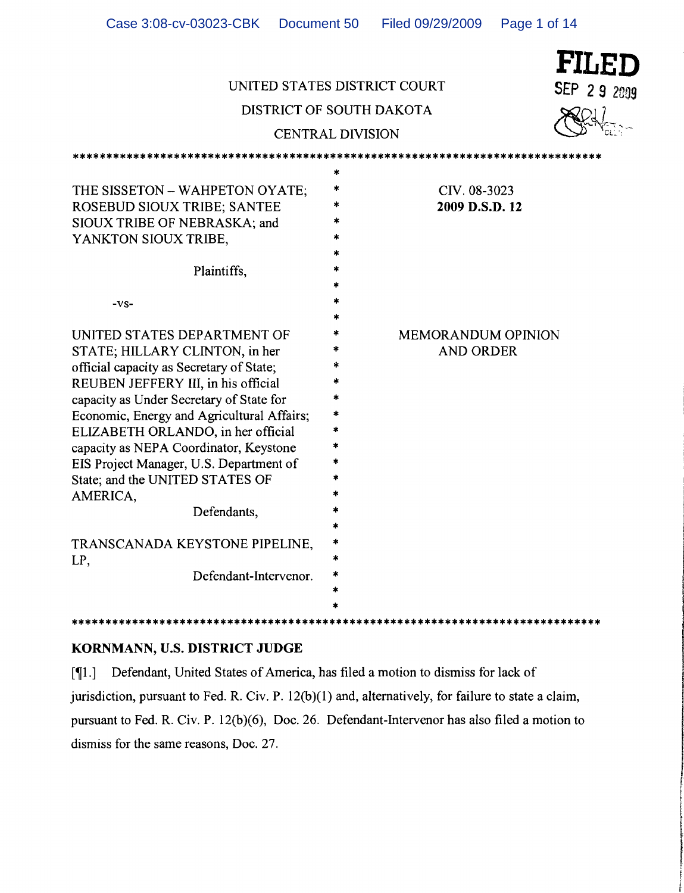UNITED STATES DISTRICT COURT

DISTRICT OF SOUTH DAKOTA

CENTRAL DIVISION

**FILED**
SEP 29 2009

---

THE SISSETON – WAHPETON OYATE; ROSEBUD SIOUX TRIBE; SANTEE SIOUX TRIBE OF NEBRASKA; and YANKTON SIOUX TRIBE,

Plaintiffs,

-vs-

UNITED STATES DEPARTMENT OF STATE; HILLARY CLINTON, in her official capacity as Secretary of State; REUBEN JEFFERY III, in his official capacity as Under Secretary of State for Economic, Energy and Agricultural Affairs; ELIZABETH ORLANDO, in her official capacity as NEPA Coordinator, Keystone EIS Project Manager, U.S. Department of State; and the UNITED STATES OF AMERICA,

Defendants,

TRANSCANADA KEYSTONE PIPELINE, LP,

Defendant-Intervenor.

CIV. 08-3023

**2009 D.S.D. 12**

MEMORANDUM OPINION AND ORDER

---

**KORNMANN, U.S. DISTRICT JUDGE**

[¶1.] Defendant, United States of America, has filed a motion to dismiss for lack of jurisdiction, pursuant to Fed. R. Civ. P. 12(b)(1) and, alternatively, for failure to state a claim, pursuant to Fed. R. Civ. P. 12(b)(6), Doc. 26. Defendant-Intervenor has also filed a motion to dismiss for the same reasons, Doc. 27.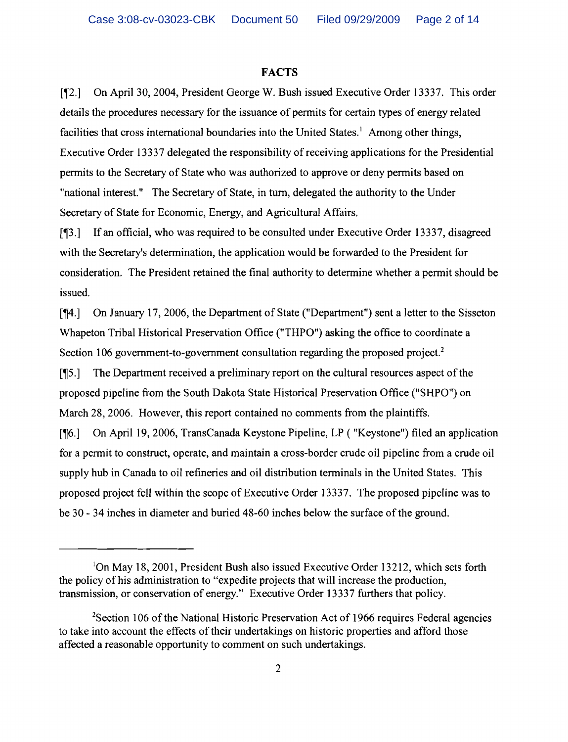## FACTS

[¶2.] On April 30, 2004, President George W. Bush issued Executive Order 13337. This order details the procedures necessary for the issuance of permits for certain types of energy related facilities that cross international boundaries into the United States.[1] Among other things, Executive Order 13337 delegated the responsibility of receiving applications for the Presidential permits to the Secretary of State who was authorized to approve or deny permits based on "national interest." The Secretary of State, in turn, delegated the authority to the Under Secretary of State for Economic, Energy, and Agricultural Affairs.

[¶3.] If an official, who was required to be consulted under Executive Order 13337, disagreed with the Secretary's determination, the application would be forwarded to the President for consideration. The President retained the final authority to determine whether a permit should be issued.

[¶4.] On January 17, 2006, the Department of State ("Department") sent a letter to the Sisseton Whapeton Tribal Historical Preservation Office ("THPO") asking the office to coordinate a Section 106 government-to-government consultation regarding the proposed project.[2]

[¶5.] The Department received a preliminary report on the cultural resources aspect of the proposed pipeline from the South Dakota State Historical Preservation Office ("SHPO") on March 28, 2006. However, this report contained no comments from the plaintiffs.

[¶6.] On April 19, 2006, TransCanada Keystone Pipeline, LP ( "Keystone") filed an application for a permit to construct, operate, and maintain a cross-border crude oil pipeline from a crude oil supply hub in Canada to oil refineries and oil distribution terminals in the United States. This proposed project fell within the scope of Executive Order 13337. The proposed pipeline was to be 30 - 34 inches in diameter and buried 48-60 inches below the surface of the ground.

---

[1]On May 18, 2001, President Bush also issued Executive Order 13212, which sets forth the policy of his administration to "expedite projects that will increase the production, transmission, or conservation of energy." Executive Order 13337 furthers that policy.

[2]Section 106 of the National Historic Preservation Act of 1966 requires Federal agencies to take into account the effects of their undertakings on historic properties and afford those affected a reasonable opportunity to comment on such undertakings.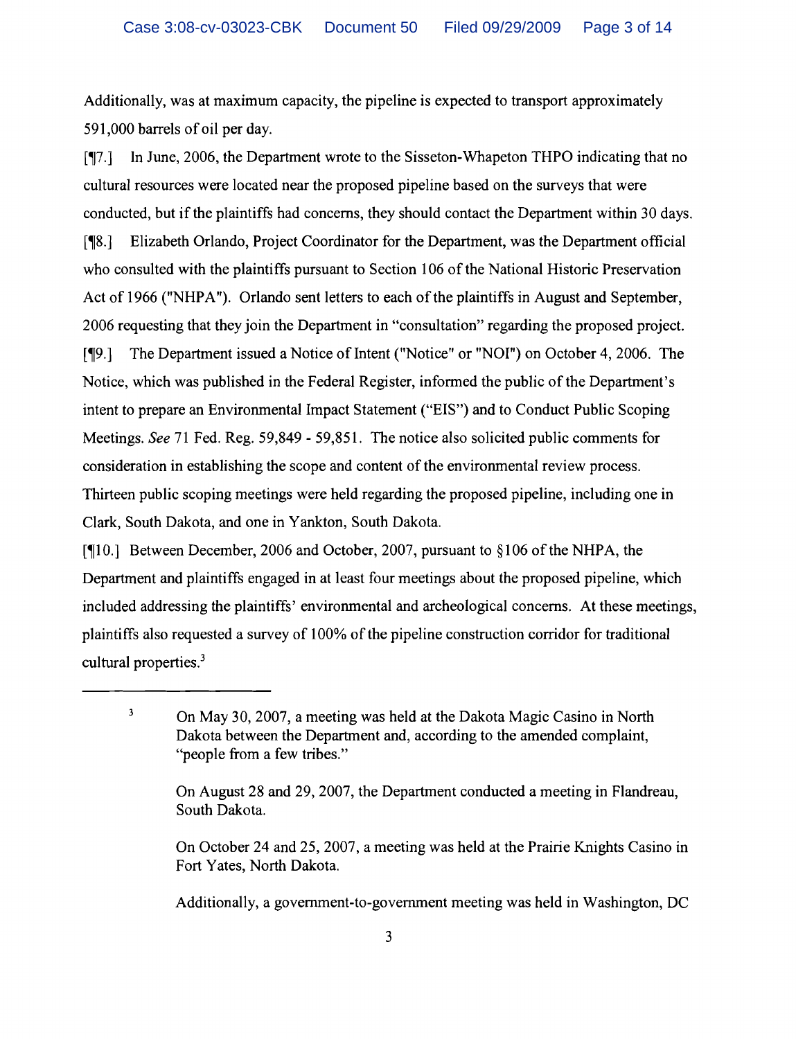Additionally, was at maximum capacity, the pipeline is expected to transport approximately 591,000 barrels of oil per day.

[¶7.] In June, 2006, the Department wrote to the Sisseton-Whapeton THPO indicating that no cultural resources were located near the proposed pipeline based on the surveys that were conducted, but if the plaintiffs had concerns, they should contact the Department within 30 days.

[¶8.] Elizabeth Orlando, Project Coordinator for the Department, was the Department official who consulted with the plaintiffs pursuant to Section 106 of the National Historic Preservation Act of 1966 ("NHPA"). Orlando sent letters to each of the plaintiffs in August and September, 2006 requesting that they join the Department in "consultation" regarding the proposed project.

[¶9.] The Department issued a Notice of Intent ("Notice" or "NOI") on October 4, 2006. The Notice, which was published in the Federal Register, informed the public of the Department's intent to prepare an Environmental Impact Statement ("EIS") and to Conduct Public Scoping Meetings. *See* 71 Fed. Reg. 59,849 - 59,851. The notice also solicited public comments for consideration in establishing the scope and content of the environmental review process. Thirteen public scoping meetings were held regarding the proposed pipeline, including one in Clark, South Dakota, and one in Yankton, South Dakota.

[¶10.] Between December, 2006 and October, 2007, pursuant to §106 of the NHPA, the Department and plaintiffs engaged in at least four meetings about the proposed pipeline, which included addressing the plaintiffs' environmental and archeological concerns. At these meetings, plaintiffs also requested a survey of 100% of the pipeline construction corridor for traditional cultural properties.[3]

---

[3] On May 30, 2007, a meeting was held at the Dakota Magic Casino in North Dakota between the Department and, according to the amended complaint, "people from a few tribes."

On August 28 and 29, 2007, the Department conducted a meeting in Flandreau, South Dakota.

On October 24 and 25, 2007, a meeting was held at the Prairie Knights Casino in Fort Yates, North Dakota.

Additionally, a government-to-government meeting was held in Washington, DC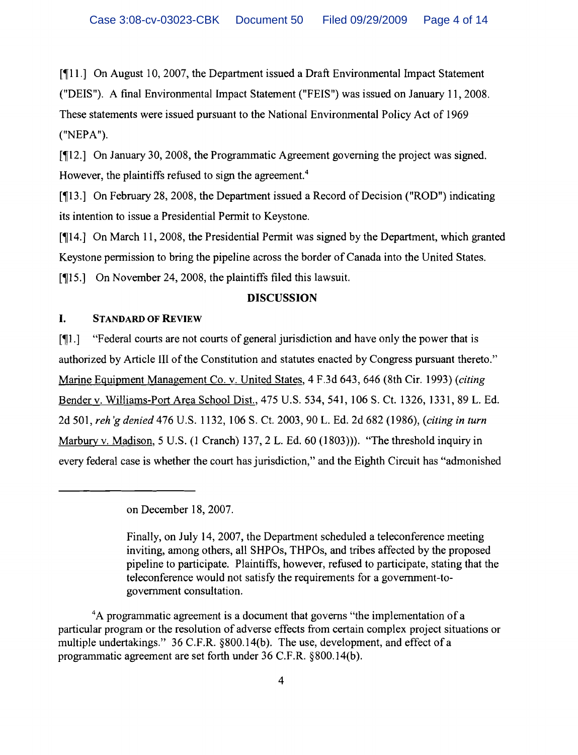[¶11.] On August 10, 2007, the Department issued a Draft Environmental Impact Statement ("DEIS"). A final Environmental Impact Statement ("FEIS") was issued on January 11, 2008. These statements were issued pursuant to the National Environmental Policy Act of 1969 ("NEPA").

[¶12.] On January 30, 2008, the Programmatic Agreement governing the project was signed. However, the plaintiffs refused to sign the agreement.[4]

[¶13.] On February 28, 2008, the Department issued a Record of Decision ("ROD") indicating its intention to issue a Presidential Permit to Keystone.

[¶14.] On March 11, 2008, the Presidential Permit was signed by the Department, which granted Keystone permission to bring the pipeline across the border of Canada into the United States.

[¶15.] On November 24, 2008, the plaintiffs filed this lawsuit.

## DISCUSSION

### I. STANDARD OF REVIEW

[¶1.] "Federal courts are not courts of general jurisdiction and have only the power that is authorized by Article III of the Constitution and statutes enacted by Congress pursuant thereto." Marine Equipment Management Co. v. United States, 4 F.3d 643, 646 (8th Cir. 1993) (*citing* Bender v. Williams-Port Area School Dist., 475 U.S. 534, 541, 106 S. Ct. 1326, 1331, 89 L. Ed. 2d 501, *reh'g denied* 476 U.S. 1132, 106 S. Ct. 2003, 90 L. Ed. 2d 682 (1986), (*citing in turn* Marbury v. Madison, 5 U.S. (1 Cranch) 137, 2 L. Ed. 60 (1803))). "The threshold inquiry in every federal case is whether the court has jurisdiction," and the Eighth Circuit has "admonished

---

on December 18, 2007.

Finally, on July 14, 2007, the Department scheduled a teleconference meeting inviting, among others, all SHPOs, THPOs, and tribes affected by the proposed pipeline to participate. Plaintiffs, however, refused to participate, stating that the teleconference would not satisfy the requirements for a government-to-government consultation.

[4]A programmatic agreement is a document that governs "the implementation of a particular program or the resolution of adverse effects from certain complex project situations or multiple undertakings." 36 C.F.R. §800.14(b). The use, development, and effect of a programmatic agreement are set forth under 36 C.F.R. §800.14(b).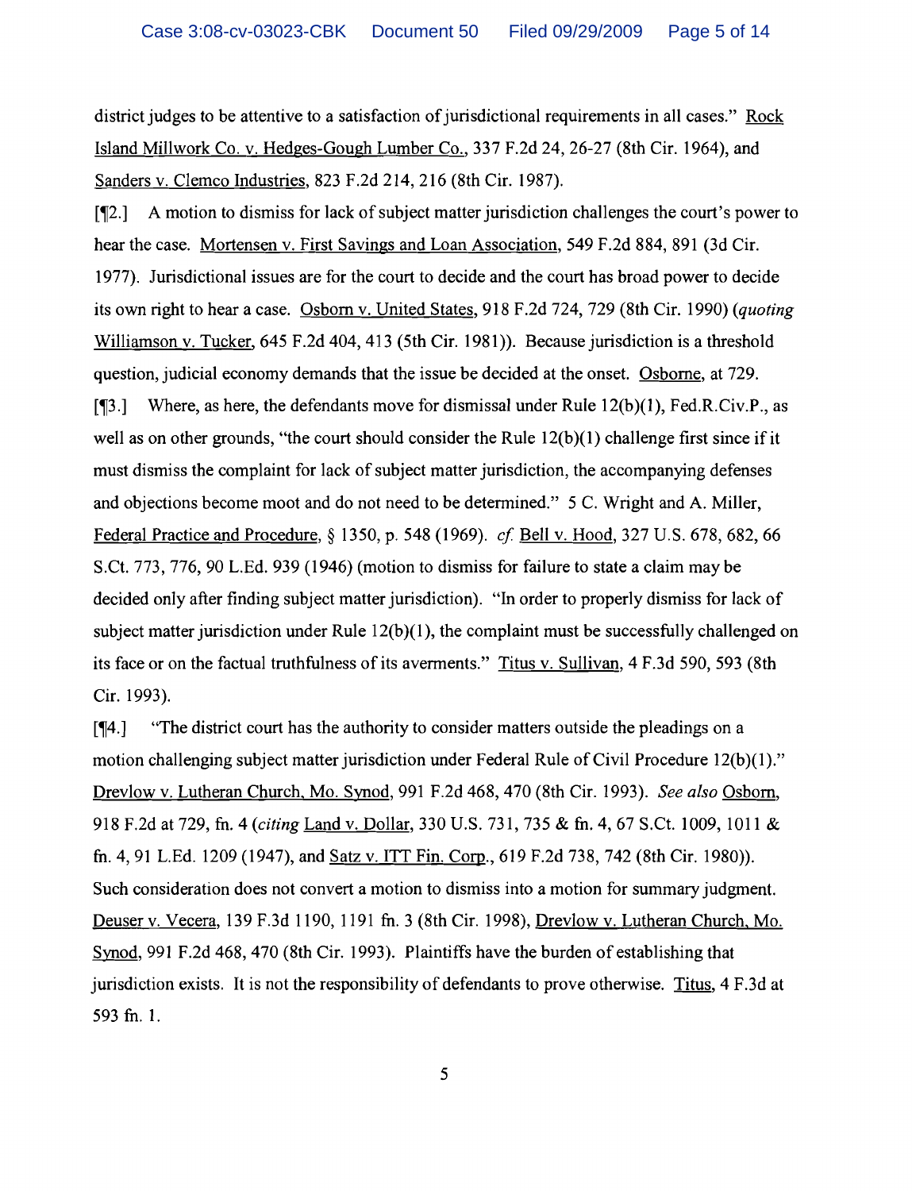district judges to be attentive to a satisfaction of jurisdictional requirements in all cases." Rock Island Millwork Co. v. Hedges-Gough Lumber Co., 337 F.2d 24, 26-27 (8th Cir. 1964), and Sanders v. Clemco Industries, 823 F.2d 214, 216 (8th Cir. 1987).

[¶2.] A motion to dismiss for lack of subject matter jurisdiction challenges the court's power to hear the case. Mortensen v. First Savings and Loan Association, 549 F.2d 884, 891 (3d Cir. 1977). Jurisdictional issues are for the court to decide and the court has broad power to decide its own right to hear a case. Osborn v. United States, 918 F.2d 724, 729 (8th Cir. 1990) (*quoting* Williamson v. Tucker, 645 F.2d 404, 413 (5th Cir. 1981)). Because jurisdiction is a threshold question, judicial economy demands that the issue be decided at the onset. Osborne, at 729.

[¶3.] Where, as here, the defendants move for dismissal under Rule 12(b)(1), Fed.R.Civ.P., as well as on other grounds, "the court should consider the Rule 12(b)(1) challenge first since if it must dismiss the complaint for lack of subject matter jurisdiction, the accompanying defenses and objections become moot and do not need to be determined." 5 C. Wright and A. Miller, Federal Practice and Procedure, § 1350, p. 548 (1969). *cf.* Bell v. Hood, 327 U.S. 678, 682, 66 S.Ct. 773, 776, 90 L.Ed. 939 (1946) (motion to dismiss for failure to state a claim may be decided only after finding subject matter jurisdiction). "In order to properly dismiss for lack of subject matter jurisdiction under Rule 12(b)(1), the complaint must be successfully challenged on its face or on the factual truthfulness of its averments." Titus v. Sullivan, 4 F.3d 590, 593 (8th Cir. 1993).

[¶4.] "The district court has the authority to consider matters outside the pleadings on a motion challenging subject matter jurisdiction under Federal Rule of Civil Procedure 12(b)(1)." Drevlow v. Lutheran Church, Mo. Synod, 991 F.2d 468, 470 (8th Cir. 1993). *See also* Osborn, 918 F.2d at 729, fn. 4 (*citing* Land v. Dollar, 330 U.S. 731, 735 & fn. 4, 67 S.Ct. 1009, 1011 & fn. 4, 91 L.Ed. 1209 (1947), and Satz v. ITT Fin. Corp., 619 F.2d 738, 742 (8th Cir. 1980)). Such consideration does not convert a motion to dismiss into a motion for summary judgment. Deuser v. Vecera, 139 F.3d 1190, 1191 fn. 3 (8th Cir. 1998), Drevlow v. Lutheran Church, Mo. Synod, 991 F.2d 468, 470 (8th Cir. 1993). Plaintiffs have the burden of establishing that jurisdiction exists. It is not the responsibility of defendants to prove otherwise. Titus, 4 F.3d at 593 fn. 1.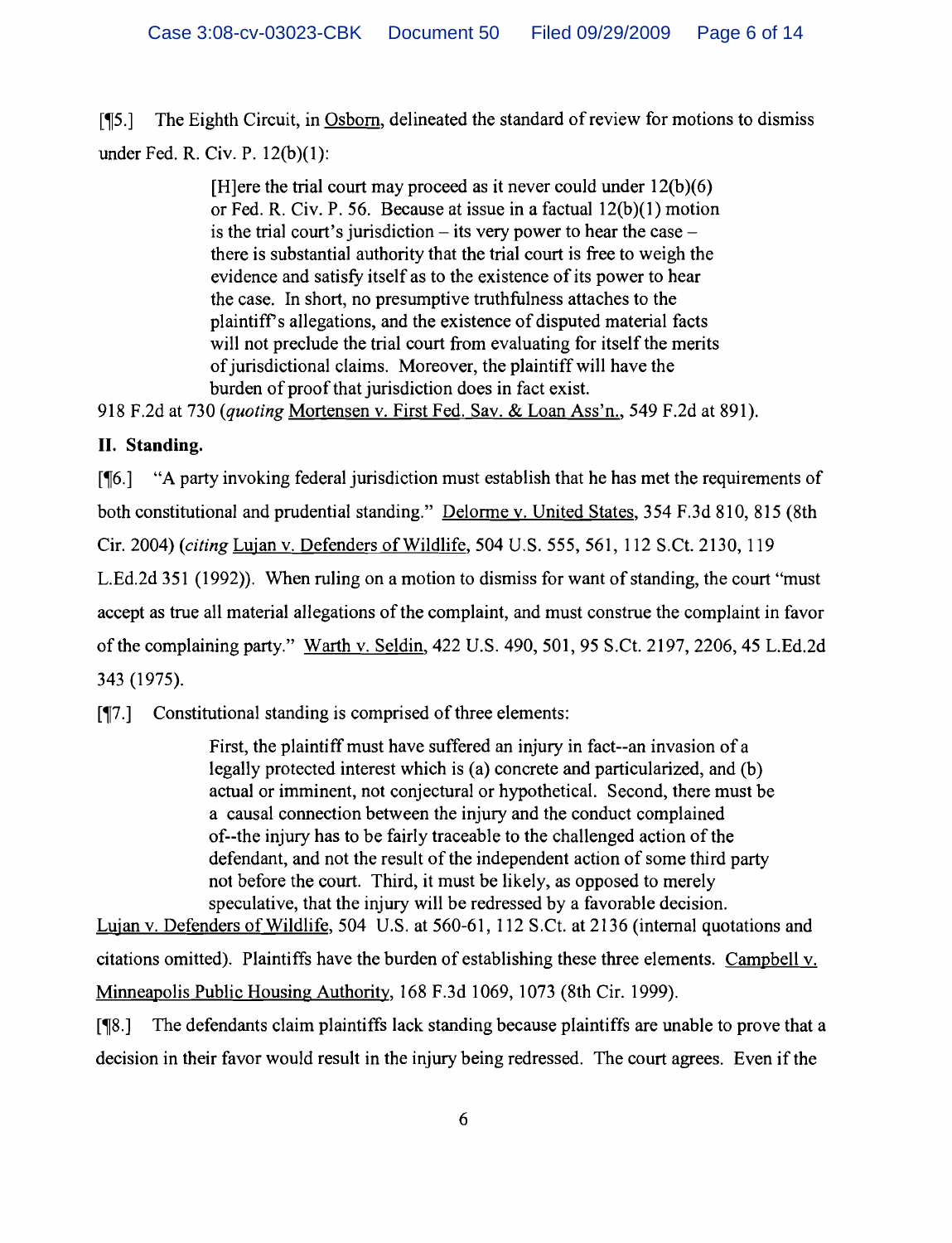[¶5.] The Eighth Circuit, in Osborn, delineated the standard of review for motions to dismiss under Fed. R. Civ. P. 12(b)(1):

> [H]ere the trial court may proceed as it never could under 12(b)(6) or Fed. R. Civ. P. 56. Because at issue in a factual 12(b)(1) motion is the trial court's jurisdiction – its very power to hear the case – there is substantial authority that the trial court is free to weigh the evidence and satisfy itself as to the existence of its power to hear the case. In short, no presumptive truthfulness attaches to the plaintiff's allegations, and the existence of disputed material facts will not preclude the trial court from evaluating for itself the merits of jurisdictional claims. Moreover, the plaintiff will have the burden of proof that jurisdiction does in fact exist.

918 F.2d at 730 (*quoting* Mortensen v. First Fed. Sav. & Loan Ass'n., 549 F.2d at 891).

**II. Standing.**

[¶6.] "A party invoking federal jurisdiction must establish that he has met the requirements of both constitutional and prudential standing." Delorme v. United States, 354 F.3d 810, 815 (8th Cir. 2004) (*citing* Lujan v. Defenders of Wildlife, 504 U.S. 555, 561, 112 S.Ct. 2130, 119 L.Ed.2d 351 (1992)). When ruling on a motion to dismiss for want of standing, the court "must accept as true all material allegations of the complaint, and must construe the complaint in favor of the complaining party." Warth v. Seldin, 422 U.S. 490, 501, 95 S.Ct. 2197, 2206, 45 L.Ed.2d 343 (1975).

[¶7.] Constitutional standing is comprised of three elements:

> First, the plaintiff must have suffered an injury in fact--an invasion of a legally protected interest which is (a) concrete and particularized, and (b) actual or imminent, not conjectural or hypothetical. Second, there must be a causal connection between the injury and the conduct complained of--the injury has to be fairly traceable to the challenged action of the defendant, and not the result of the independent action of some third party not before the court. Third, it must be likely, as opposed to merely speculative, that the injury will be redressed by a favorable decision.

Lujan v. Defenders of Wildlife, 504 U.S. at 560-61, 112 S.Ct. at 2136 (internal quotations and citations omitted). Plaintiffs have the burden of establishing these three elements. Campbell v. Minneapolis Public Housing Authority, 168 F.3d 1069, 1073 (8th Cir. 1999).

[¶8.] The defendants claim plaintiffs lack standing because plaintiffs are unable to prove that a decision in their favor would result in the injury being redressed. The court agrees. Even if the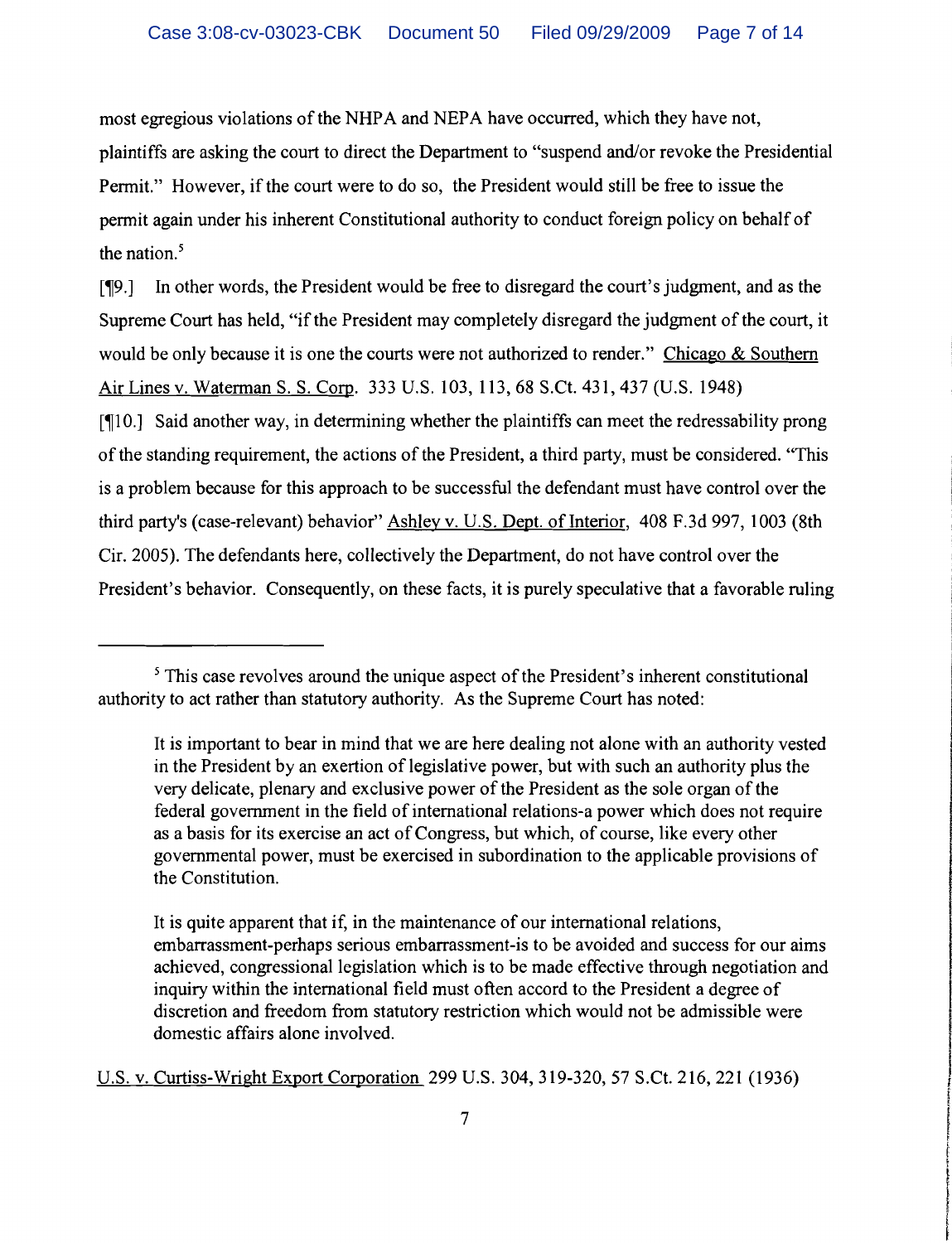most egregious violations of the NHPA and NEPA have occurred, which they have not, plaintiffs are asking the court to direct the Department to "suspend and/or revoke the Presidential Permit." However, if the court were to do so, the President would still be free to issue the permit again under his inherent Constitutional authority to conduct foreign policy on behalf of the nation.[5]

[¶9.] In other words, the President would be free to disregard the court's judgment, and as the Supreme Court has held, "if the President may completely disregard the judgment of the court, it would be only because it is one the courts were not authorized to render." Chicago & Southern Air Lines v. Waterman S. S. Corp. 333 U.S. 103, 113, 68 S.Ct. 431, 437 (U.S. 1948)

[¶10.] Said another way, in determining whether the plaintiffs can meet the redressability prong of the standing requirement, the actions of the President, a third party, must be considered. "This is a problem because for this approach to be successful the defendant must have control over the third party's (case-relevant) behavior" Ashley v. U.S. Dept. of Interior, 408 F.3d 997, 1003 (8th Cir. 2005). The defendants here, collectively the Department, do not have control over the President's behavior. Consequently, on these facts, it is purely speculative that a favorable ruling

---

[5] This case revolves around the unique aspect of the President's inherent constitutional authority to act rather than statutory authority. As the Supreme Court has noted:

> It is important to bear in mind that we are here dealing not alone with an authority vested in the President by an exertion of legislative power, but with such an authority plus the very delicate, plenary and exclusive power of the President as the sole organ of the federal government in the field of international relations-a power which does not require as a basis for its exercise an act of Congress, but which, of course, like every other governmental power, must be exercised in subordination to the applicable provisions of the Constitution.
>
> It is quite apparent that if, in the maintenance of our international relations, embarrassment-perhaps serious embarrassment-is to be avoided and success for our aims achieved, congressional legislation which is to be made effective through negotiation and inquiry within the international field must often accord to the President a degree of discretion and freedom from statutory restriction which would not be admissible were domestic affairs alone involved.

U.S. v. Curtiss-Wright Export Corporation 299 U.S. 304, 319-320, 57 S.Ct. 216, 221 (1936)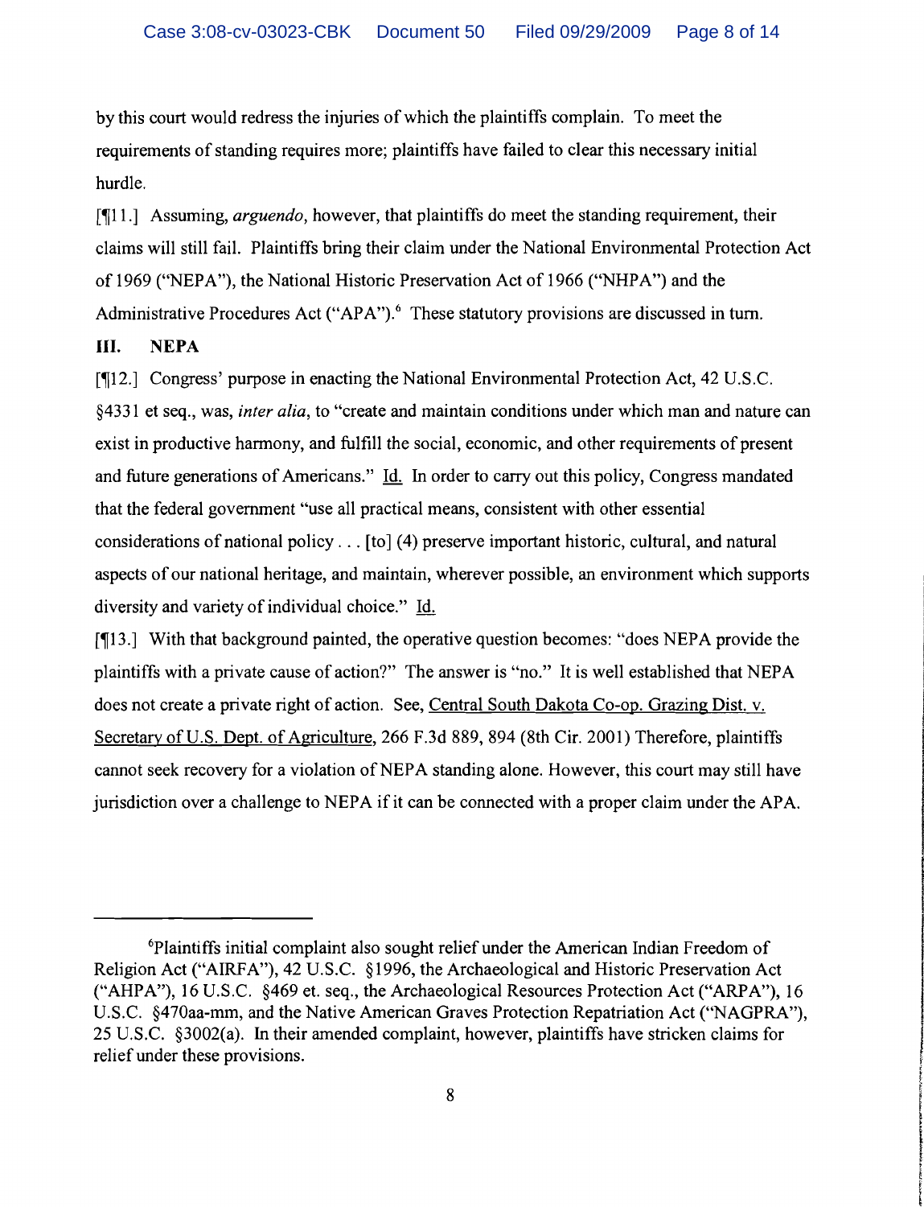by this court would redress the injuries of which the plaintiffs complain. To meet the requirements of standing requires more; plaintiffs have failed to clear this necessary initial hurdle.

[¶11.] Assuming, *arguendo*, however, that plaintiffs do meet the standing requirement, their claims will still fail. Plaintiffs bring their claim under the National Environmental Protection Act of 1969 ("NEPA"), the National Historic Preservation Act of 1966 ("NHPA") and the Administrative Procedures Act ("APA").[6] These statutory provisions are discussed in turn.

## III. NEPA

[¶12.] Congress' purpose in enacting the National Environmental Protection Act, 42 U.S.C. §4331 et seq., was, *inter alia*, to "create and maintain conditions under which man and nature can exist in productive harmony, and fulfill the social, economic, and other requirements of present and future generations of Americans." Id. In order to carry out this policy, Congress mandated that the federal government "use all practical means, consistent with other essential considerations of national policy . . . [to] (4) preserve important historic, cultural, and natural aspects of our national heritage, and maintain, wherever possible, an environment which supports diversity and variety of individual choice." Id.

[¶13.] With that background painted, the operative question becomes: "does NEPA provide the plaintiffs with a private cause of action?" The answer is "no." It is well established that NEPA does not create a private right of action. See, Central South Dakota Co-op. Grazing Dist. v. Secretary of U.S. Dept. of Agriculture, 266 F.3d 889, 894 (8th Cir. 2001) Therefore, plaintiffs cannot seek recovery for a violation of NEPA standing alone. However, this court may still have jurisdiction over a challenge to NEPA if it can be connected with a proper claim under the APA.

---

[6]Plaintiffs initial complaint also sought relief under the American Indian Freedom of Religion Act ("AIRFA"), 42 U.S.C. §1996, the Archaeological and Historic Preservation Act ("AHPA"), 16 U.S.C. §469 et. seq., the Archaeological Resources Protection Act ("ARPA"), 16 U.S.C. §470aa-mm, and the Native American Graves Protection Repatriation Act ("NAGPRA"), 25 U.S.C. §3002(a). In their amended complaint, however, plaintiffs have stricken claims for relief under these provisions.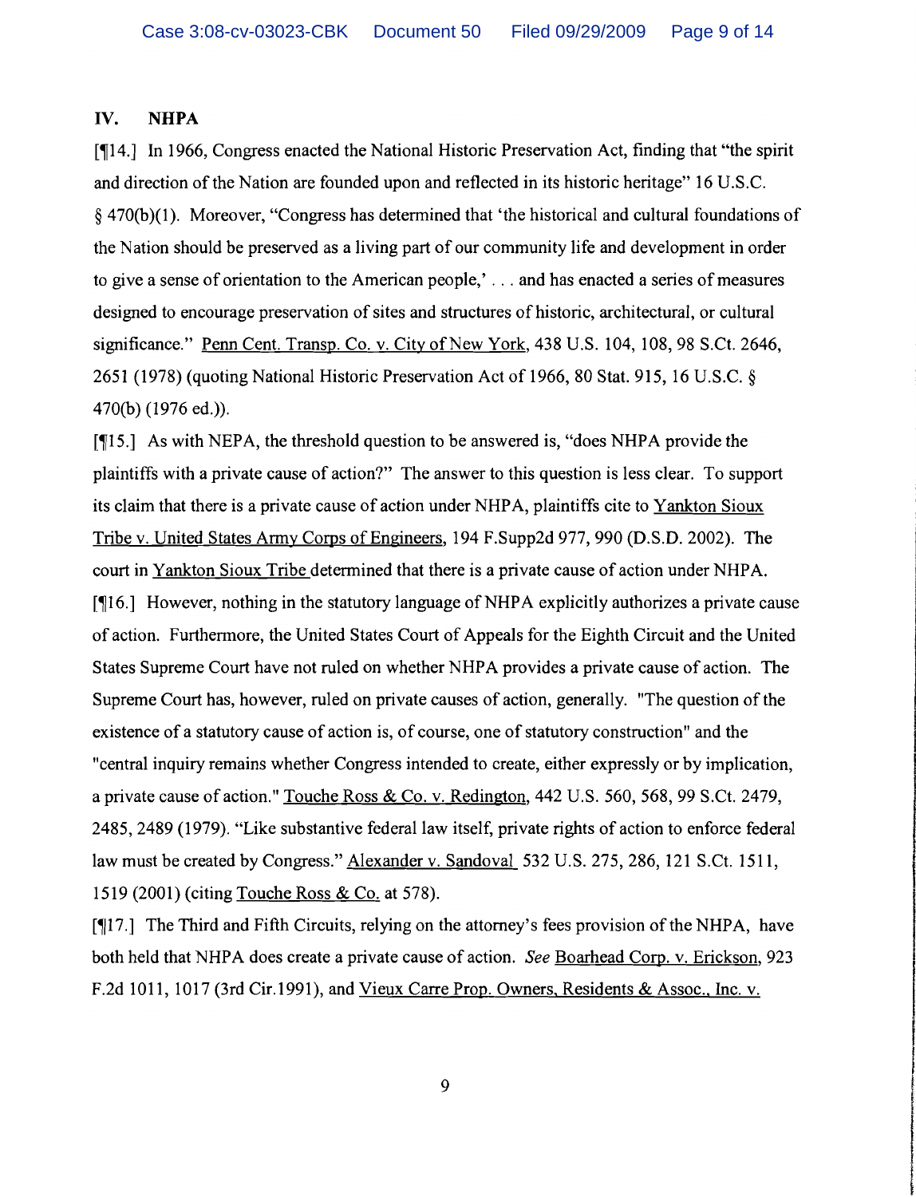## IV. NHPA

[¶14.] In 1966, Congress enacted the National Historic Preservation Act, finding that "the spirit and direction of the Nation are founded upon and reflected in its historic heritage" 16 U.S.C. § 470(b)(1). Moreover, "Congress has determined that 'the historical and cultural foundations of the Nation should be preserved as a living part of our community life and development in order to give a sense of orientation to the American people,' . . . and has enacted a series of measures designed to encourage preservation of sites and structures of historic, architectural, or cultural significance." Penn Cent. Transp. Co. v. City of New York, 438 U.S. 104, 108, 98 S.Ct. 2646, 2651 (1978) (quoting National Historic Preservation Act of 1966, 80 Stat. 915, 16 U.S.C. § 470(b) (1976 ed.)).

[¶15.] As with NEPA, the threshold question to be answered is, "does NHPA provide the plaintiffs with a private cause of action?" The answer to this question is less clear. To support its claim that there is a private cause of action under NHPA, plaintiffs cite to Yankton Sioux Tribe v. United States Army Corps of Engineers, 194 F.Supp2d 977, 990 (D.S.D. 2002). The court in Yankton Sioux Tribe determined that there is a private cause of action under NHPA.

[¶16.] However, nothing in the statutory language of NHPA explicitly authorizes a private cause of action. Furthermore, the United States Court of Appeals for the Eighth Circuit and the United States Supreme Court have not ruled on whether NHPA provides a private cause of action. The Supreme Court has, however, ruled on private causes of action, generally. "The question of the existence of a statutory cause of action is, of course, one of statutory construction" and the "central inquiry remains whether Congress intended to create, either expressly or by implication, a private cause of action." Touche Ross & Co. v. Redington, 442 U.S. 560, 568, 99 S.Ct. 2479, 2485, 2489 (1979). "Like substantive federal law itself, private rights of action to enforce federal law must be created by Congress." Alexander v. Sandoval 532 U.S. 275, 286, 121 S.Ct. 1511, 1519 (2001) (citing Touche Ross & Co. at 578).

[¶17.] The Third and Fifth Circuits, relying on the attorney's fees provision of the NHPA, have both held that NHPA does create a private cause of action. *See* Boarhead Corp. v. Erickson, 923 F.2d 1011, 1017 (3rd Cir.1991), and Vieux Carre Prop. Owners, Residents & Assoc., Inc. v.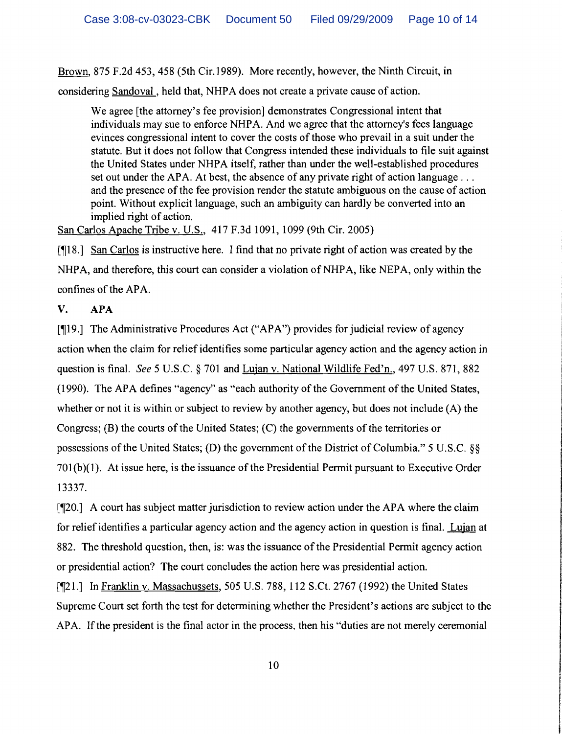Brown, 875 F.2d 453, 458 (5th Cir.1989). More recently, however, the Ninth Circuit, in considering Sandoval , held that, NHPA does not create a private cause of action.

> We agree [the attorney's fee provision] demonstrates Congressional intent that individuals may sue to enforce NHPA. And we agree that the attorney's fees language evinces congressional intent to cover the costs of those who prevail in a suit under the statute. But it does not follow that Congress intended these individuals to file suit against the United States under NHPA itself, rather than under the well-established procedures set out under the APA. At best, the absence of any private right of action language . . . and the presence of the fee provision render the statute ambiguous on the cause of action point. Without explicit language, such an ambiguity can hardly be converted into an implied right of action.

San Carlos Apache Tribe v. U.S., 417 F.3d 1091, 1099 (9th Cir. 2005)

[¶18.] San Carlos is instructive here. I find that no private right of action was created by the NHPA, and therefore, this court can consider a violation of NHPA, like NEPA, only within the confines of the APA.

## V. APA

[¶19.] The Administrative Procedures Act ("APA") provides for judicial review of agency action when the claim for relief identifies some particular agency action and the agency action in question is final. *See* 5 U.S.C. § 701 and Lujan v. National Wildlife Fed'n., 497 U.S. 871, 882 (1990). The APA defines "agency" as "each authority of the Government of the United States, whether or not it is within or subject to review by another agency, but does not include (A) the Congress; (B) the courts of the United States; (C) the governments of the territories or possessions of the United States; (D) the government of the District of Columbia." 5 U.S.C. §§ 701(b)(1). At issue here, is the issuance of the Presidential Permit pursuant to Executive Order 13337.

[¶20.] A court has subject matter jurisdiction to review action under the APA where the claim for relief identifies a particular agency action and the agency action in question is final. Lujan at 882. The threshold question, then, is: was the issuance of the Presidential Permit agency action or presidential action? The court concludes the action here was presidential action.

[¶21.] In Franklin v. Massachussets, 505 U.S. 788, 112 S.Ct. 2767 (1992) the United States Supreme Court set forth the test for determining whether the President's actions are subject to the APA. If the president is the final actor in the process, then his "duties are not merely ceremonial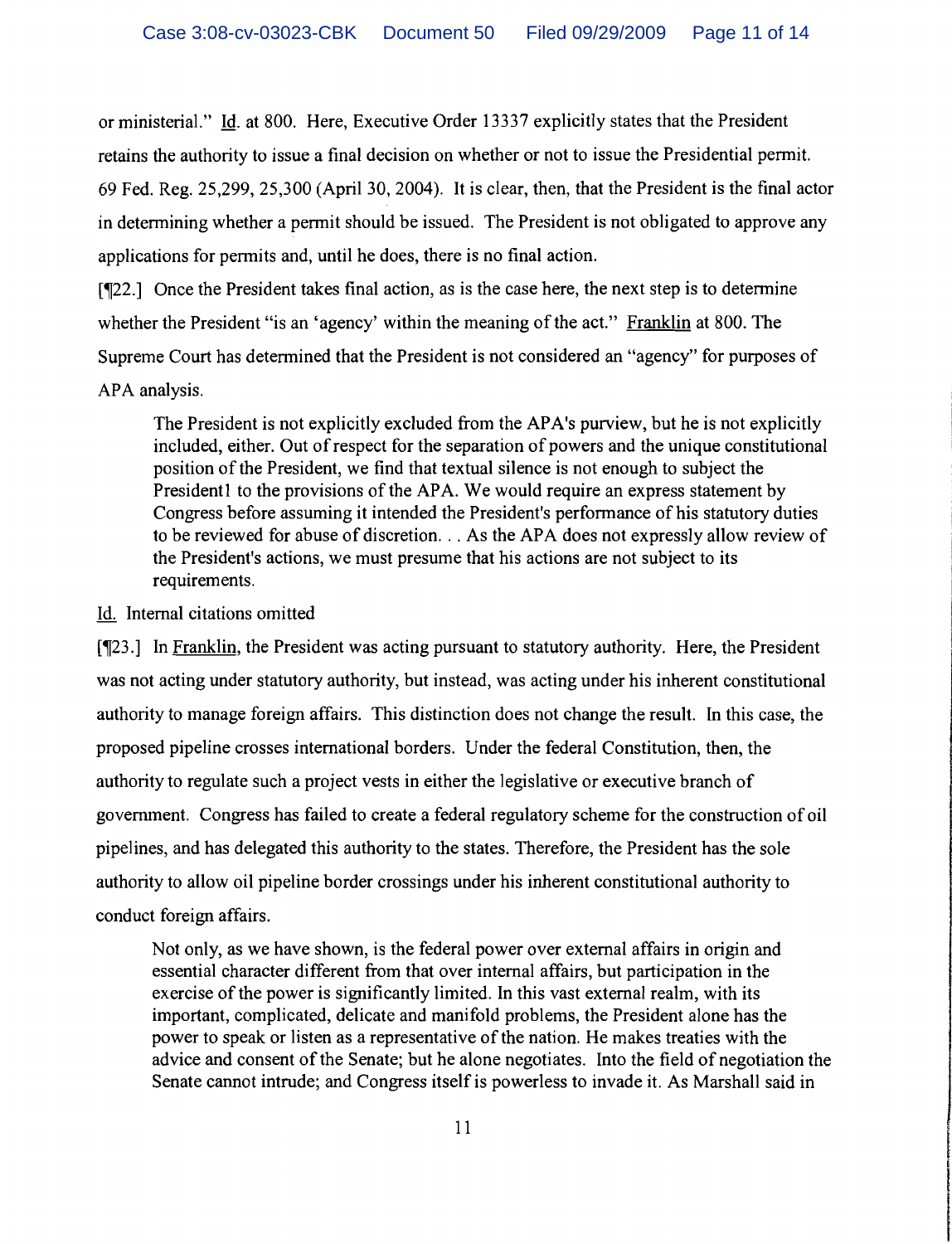or ministerial." Id. at 800. Here, Executive Order 13337 explicitly states that the President retains the authority to issue a final decision on whether or not to issue the Presidential permit. 69 Fed. Reg. 25,299, 25,300 (April 30, 2004). It is clear, then, that the President is the final actor in determining whether a permit should be issued. The President is not obligated to approve any applications for permits and, until he does, there is no final action.

[¶22.] Once the President takes final action, as is the case here, the next step is to determine whether the President "is an 'agency' within the meaning of the act." Franklin at 800. The Supreme Court has determined that the President is not considered an "agency" for purposes of APA analysis.

> The President is not explicitly excluded from the APA's purview, but he is not explicitly included, either. Out of respect for the separation of powers and the unique constitutional position of the President, we find that textual silence is not enough to subject the President1 to the provisions of the APA. We would require an express statement by Congress before assuming it intended the President's performance of his statutory duties to be reviewed for abuse of discretion. . . As the APA does not expressly allow review of the President's actions, we must presume that his actions are not subject to its requirements.

Id. Internal citations omitted

[¶23.] In Franklin, the President was acting pursuant to statutory authority. Here, the President was not acting under statutory authority, but instead, was acting under his inherent constitutional authority to manage foreign affairs. This distinction does not change the result. In this case, the proposed pipeline crosses international borders. Under the federal Constitution, then, the authority to regulate such a project vests in either the legislative or executive branch of government. Congress has failed to create a federal regulatory scheme for the construction of oil pipelines, and has delegated this authority to the states. Therefore, the President has the sole authority to allow oil pipeline border crossings under his inherent constitutional authority to conduct foreign affairs.

> Not only, as we have shown, is the federal power over external affairs in origin and essential character different from that over internal affairs, but participation in the exercise of the power is significantly limited. In this vast external realm, with its important, complicated, delicate and manifold problems, the President alone has the power to speak or listen as a representative of the nation. He makes treaties with the advice and consent of the Senate; but he alone negotiates. Into the field of negotiation the Senate cannot intrude; and Congress itself is powerless to invade it. As Marshall said in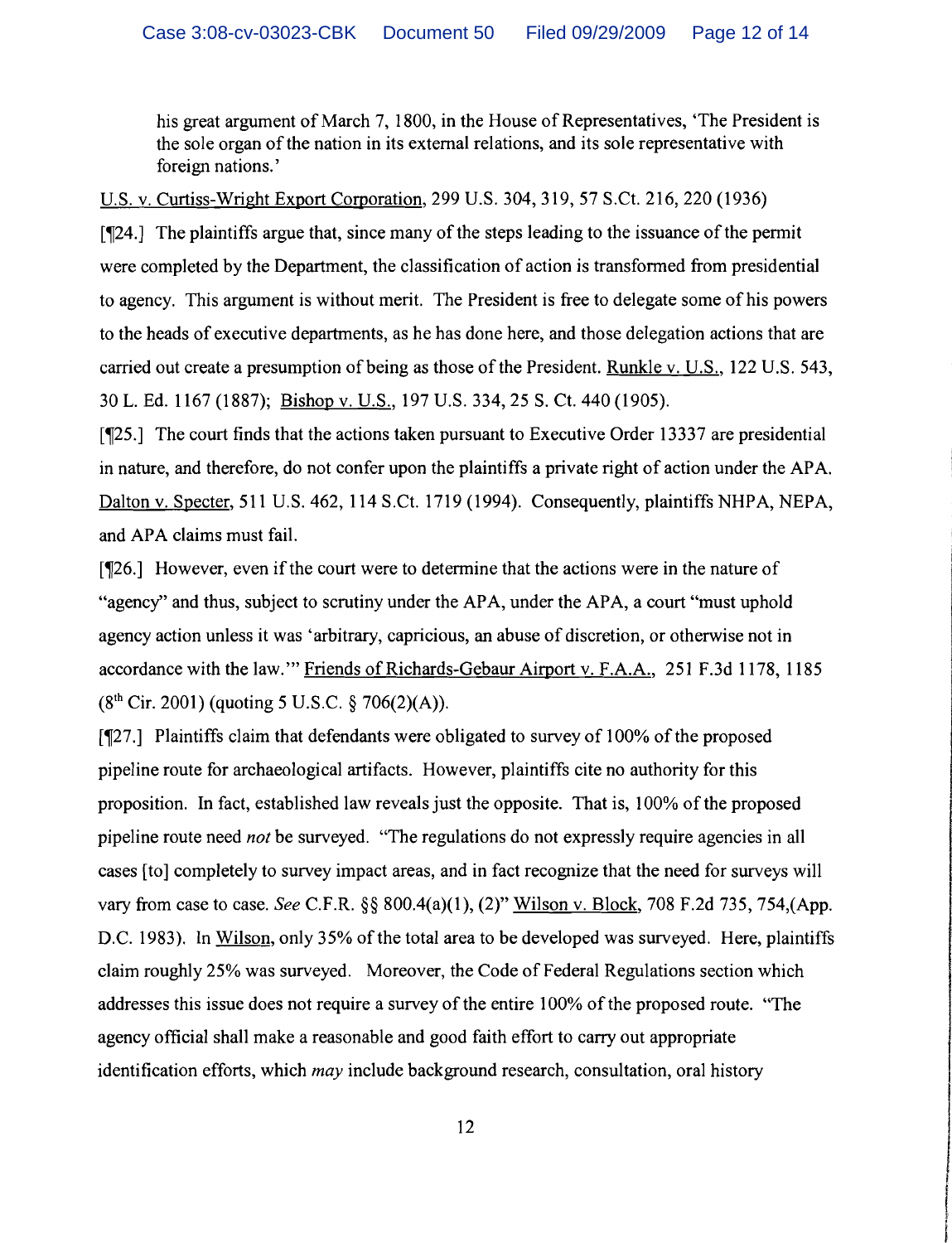his great argument of March 7, 1800, in the House of Representatives, 'The President is the sole organ of the nation in its external relations, and its sole representative with foreign nations.'

U.S. v. Curtiss-Wright Export Corporation, 299 U.S. 304, 319, 57 S.Ct. 216, 220 (1936)

[¶24.] The plaintiffs argue that, since many of the steps leading to the issuance of the permit were completed by the Department, the classification of action is transformed from presidential to agency. This argument is without merit. The President is free to delegate some of his powers to the heads of executive departments, as he has done here, and those delegation actions that are carried out create a presumption of being as those of the President. Runkle v. U.S., 122 U.S. 543, 30 L. Ed. 1167 (1887); Bishop v. U.S., 197 U.S. 334, 25 S. Ct. 440 (1905).

[¶25.] The court finds that the actions taken pursuant to Executive Order 13337 are presidential in nature, and therefore, do not confer upon the plaintiffs a private right of action under the APA. Dalton v. Specter, 511 U.S. 462, 114 S.Ct. 1719 (1994). Consequently, plaintiffs NHPA, NEPA, and APA claims must fail.

[¶26.] However, even if the court were to determine that the actions were in the nature of "agency" and thus, subject to scrutiny under the APA, under the APA, a court "must uphold agency action unless it was 'arbitrary, capricious, an abuse of discretion, or otherwise not in accordance with the law.'" Friends of Richards-Gebaur Airport v. F.A.A., 251 F.3d 1178, 1185 (8th Cir. 2001) (quoting 5 U.S.C. § 706(2)(A)).

[¶27.] Plaintiffs claim that defendants were obligated to survey of 100% of the proposed pipeline route for archaeological artifacts. However, plaintiffs cite no authority for this proposition. In fact, established law reveals just the opposite. That is, 100% of the proposed pipeline route need *not* be surveyed. "The regulations do not expressly require agencies in all cases [to] completely to survey impact areas, and in fact recognize that the need for surveys will vary from case to case. *See* C.F.R. §§ 800.4(a)(1), (2)" Wilson v. Block, 708 F.2d 735, 754,(App. D.C. 1983). In Wilson, only 35% of the total area to be developed was surveyed. Here, plaintiffs claim roughly 25% was surveyed. Moreover, the Code of Federal Regulations section which addresses this issue does not require a survey of the entire 100% of the proposed route. "The agency official shall make a reasonable and good faith effort to carry out appropriate identification efforts, which *may* include background research, consultation, oral history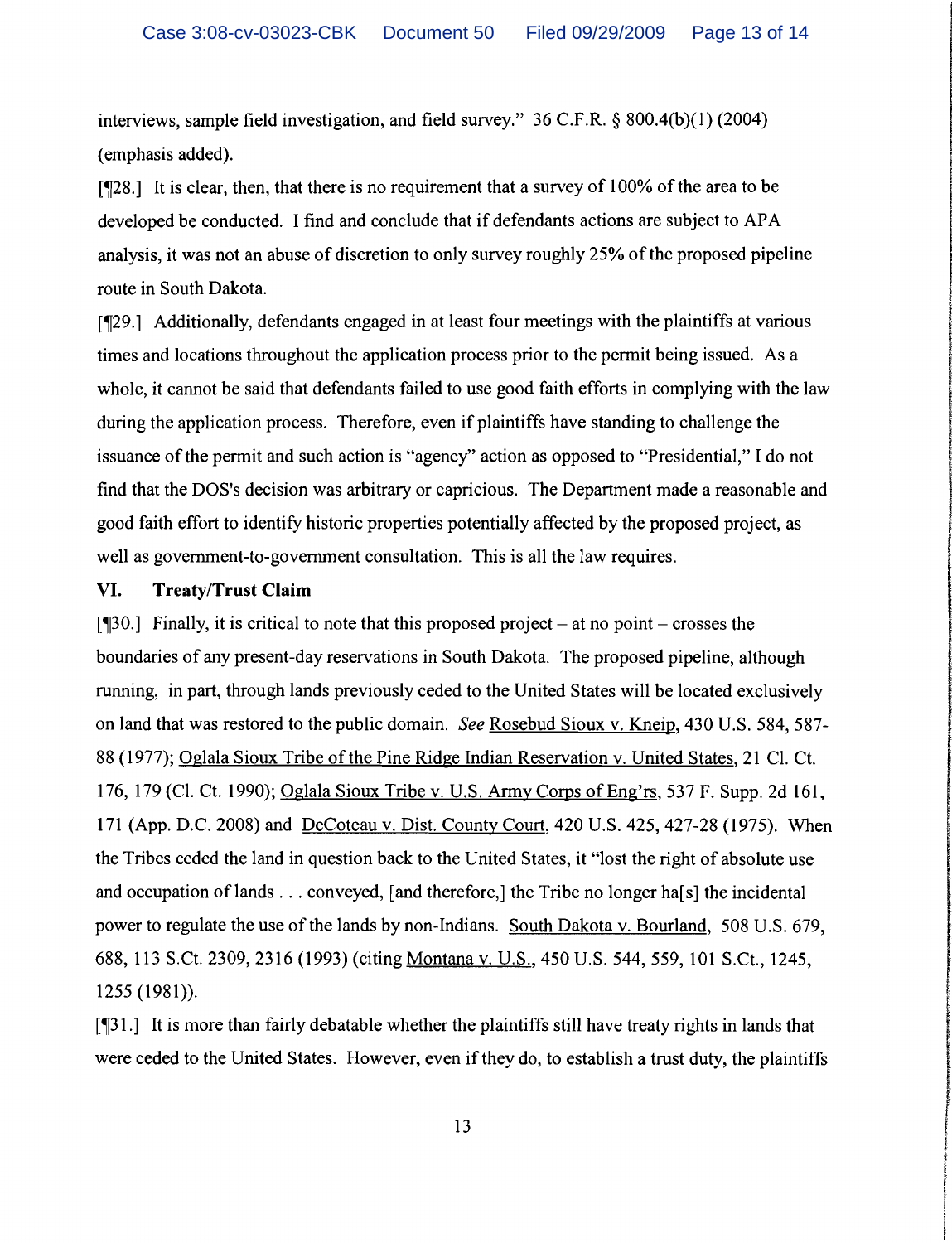interviews, sample field investigation, and field survey." 36 C.F.R. § 800.4(b)(1) (2004) (emphasis added).

[¶28.] It is clear, then, that there is no requirement that a survey of 100% of the area to be developed be conducted. I find and conclude that if defendants actions are subject to APA analysis, it was not an abuse of discretion to only survey roughly 25% of the proposed pipeline route in South Dakota.

[¶29.] Additionally, defendants engaged in at least four meetings with the plaintiffs at various times and locations throughout the application process prior to the permit being issued. As a whole, it cannot be said that defendants failed to use good faith efforts in complying with the law during the application process. Therefore, even if plaintiffs have standing to challenge the issuance of the permit and such action is "agency" action as opposed to "Presidential," I do not find that the DOS's decision was arbitrary or capricious. The Department made a reasonable and good faith effort to identify historic properties potentially affected by the proposed project, as well as government-to-government consultation. This is all the law requires.

## VI. Treaty/Trust Claim

[¶30.] Finally, it is critical to note that this proposed project – at no point – crosses the boundaries of any present-day reservations in South Dakota. The proposed pipeline, although running, in part, through lands previously ceded to the United States will be located exclusively on land that was restored to the public domain. *See* Rosebud Sioux v. Kneip, 430 U.S. 584, 587-88 (1977); Oglala Sioux Tribe of the Pine Ridge Indian Reservation v. United States, 21 Cl. Ct. 176, 179 (Cl. Ct. 1990); Oglala Sioux Tribe v. U.S. Army Corps of Eng'rs, 537 F. Supp. 2d 161, 171 (App. D.C. 2008) and DeCoteau v. Dist. County Court, 420 U.S. 425, 427-28 (1975). When the Tribes ceded the land in question back to the United States, it "lost the right of absolute use and occupation of lands . . . conveyed, [and therefore,] the Tribe no longer ha[s] the incidental power to regulate the use of the lands by non-Indians. South Dakota v. Bourland, 508 U.S. 679, 688, 113 S.Ct. 2309, 2316 (1993) (citing Montana v. U.S., 450 U.S. 544, 559, 101 S.Ct., 1245, 1255 (1981)).

[¶31.] It is more than fairly debatable whether the plaintiffs still have treaty rights in lands that were ceded to the United States. However, even if they do, to establish a trust duty, the plaintiffs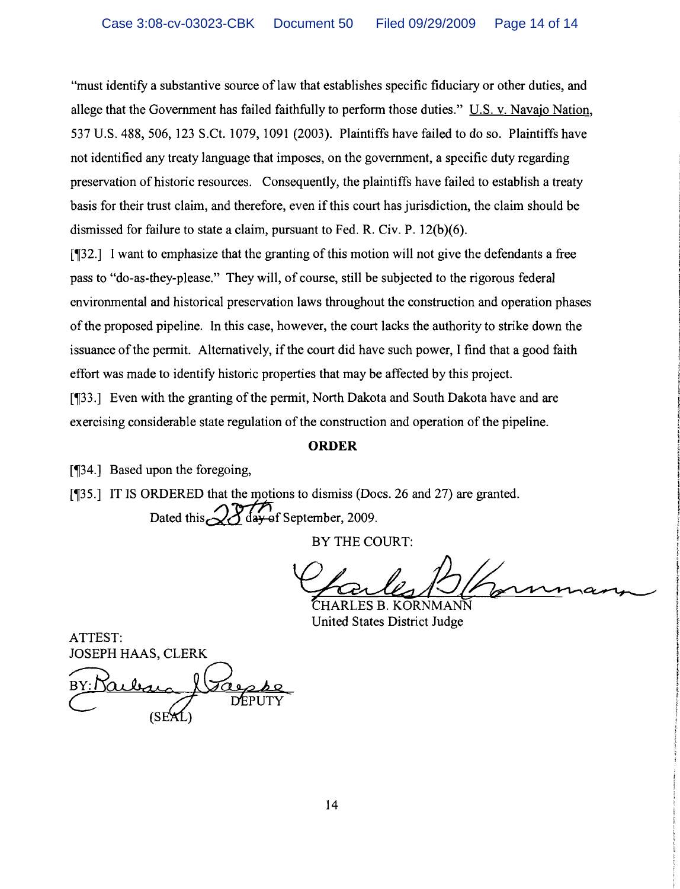"must identify a substantive source of law that establishes specific fiduciary or other duties, and allege that the Government has failed faithfully to perform those duties." U.S. v. Navajo Nation, 537 U.S. 488, 506, 123 S.Ct. 1079, 1091 (2003). Plaintiffs have failed to do so. Plaintiffs have not identified any treaty language that imposes, on the government, a specific duty regarding preservation of historic resources. Consequently, the plaintiffs have failed to establish a treaty basis for their trust claim, and therefore, even if this court has jurisdiction, the claim should be dismissed for failure to state a claim, pursuant to Fed. R. Civ. P. 12(b)(6).

[¶32.] I want to emphasize that the granting of this motion will not give the defendants a free pass to "do-as-they-please." They will, of course, still be subjected to the rigorous federal environmental and historical preservation laws throughout the construction and operation phases of the proposed pipeline. In this case, however, the court lacks the authority to strike down the issuance of the permit. Alternatively, if the court did have such power, I find that a good faith effort was made to identify historic properties that may be affected by this project.

[¶33.] Even with the granting of the permit, North Dakota and South Dakota have and are exercising considerable state regulation of the construction and operation of the pipeline.

**ORDER**

[¶34.] Based upon the foregoing,

[¶35.] IT IS ORDERED that the motions to dismiss (Docs. 26 and 27) are granted.

Dated this 28th day of September, 2009.

BY THE COURT:

CHARLES B. KORNMANN
United States District Judge

ATTEST:
JOSEPH HAAS, CLERK

BY: DEPUTY

(SEAL)